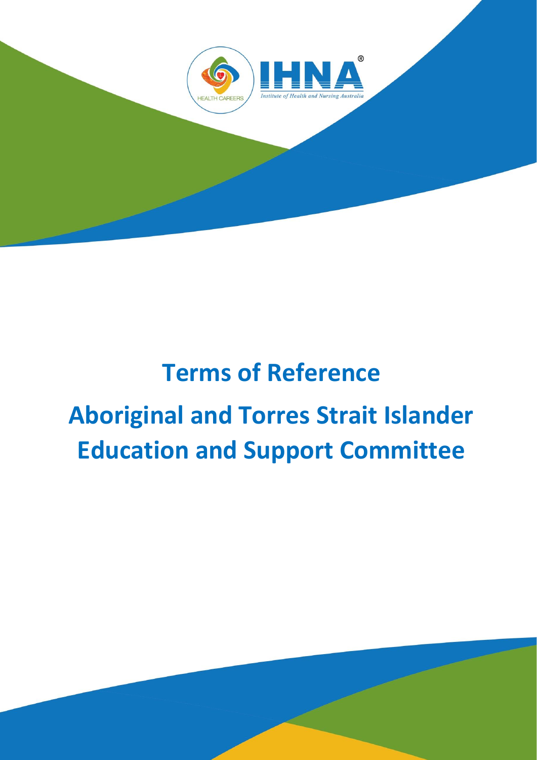# Terms of Reference

# Aboriginal and Torres Strait Islander Education and Support Committee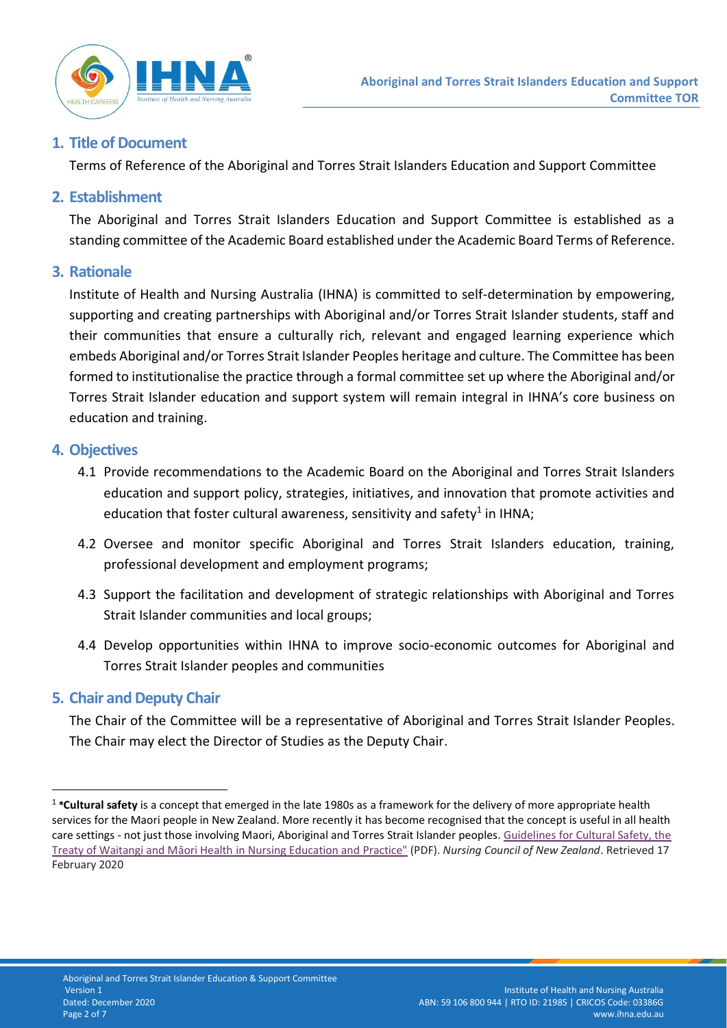## 1. Title of Document

Terms of Reference of the Aboriginal and Torres Strait Islanders Education and Support Committee

## 2. Establishment

The Aboriginal and Torres Strait Islanders Education and Support Committee is established as a standing committee of the Academic Board established under the Academic Board Terms of Reference.

## 3. Rationale

Institute of Health and Nursing Australia (IHNA) is committed to self-determination by empowering, supporting and creating partnerships with Aboriginal and/or Torres Strait Islander students, staff and their communities that ensure a culturally rich, relevant and engaged learning experience which embeds Aboriginal and/or Torres Strait Islander Peoples heritage and culture. The Committee has been formed to institutionalise the practice through a formal committee set up where the Aboriginal and/or Torres Strait Islander education and support system will remain integral in IHNA's core business on education and training.

## 4. Objectives

4.1 Provide recommendations to the Academic Board on the Aboriginal and Torres Strait Islanders education and support policy, strategies, initiatives, and innovation that promote activities and education that foster cultural awareness, sensitivity and safety[1] in IHNA;

4.2 Oversee and monitor specific Aboriginal and Torres Strait Islanders education, training, professional development and employment programs;

4.3 Support the facilitation and development of strategic relationships with Aboriginal and Torres Strait Islander communities and local groups;

4.4 Develop opportunities within IHNA to improve socio-economic outcomes for Aboriginal and Torres Strait Islander peoples and communities

## 5. Chair and Deputy Chair

The Chair of the Committee will be a representative of Aboriginal and Torres Strait Islander Peoples. The Chair may elect the Director of Studies as the Deputy Chair.

---

[1] ***Cultural safety** is a concept that emerged in the late 1980s as a framework for the delivery of more appropriate health services for the Maori people in New Zealand. More recently it has become recognised that the concept is useful in all health care settings - not just those involving Maori, Aboriginal and Torres Strait Islander peoples. Guidelines for Cultural Safety, the Treaty of Waitangi and Māori Health in Nursing Education and Practice" (PDF). *Nursing Council of New Zealand*. Retrieved 17 February 2020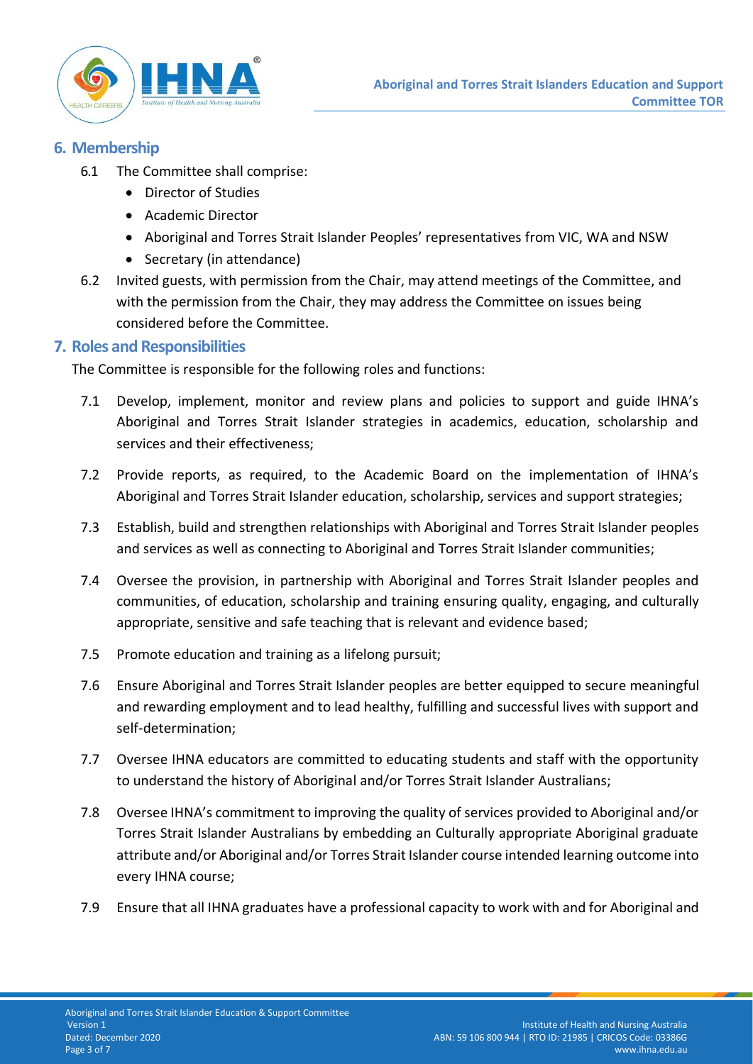## 6. Membership

6.1 The Committee shall comprise:

- Director of Studies
- Academic Director
- Aboriginal and Torres Strait Islander Peoples' representatives from VIC, WA and NSW
- Secretary (in attendance)

6.2 Invited guests, with permission from the Chair, may attend meetings of the Committee, and with the permission from the Chair, they may address the Committee on issues being considered before the Committee.

## 7. Roles and Responsibilities

The Committee is responsible for the following roles and functions:

7.1 Develop, implement, monitor and review plans and policies to support and guide IHNA's Aboriginal and Torres Strait Islander strategies in academics, education, scholarship and services and their effectiveness;

7.2 Provide reports, as required, to the Academic Board on the implementation of IHNA's Aboriginal and Torres Strait Islander education, scholarship, services and support strategies;

7.3 Establish, build and strengthen relationships with Aboriginal and Torres Strait Islander peoples and services as well as connecting to Aboriginal and Torres Strait Islander communities;

7.4 Oversee the provision, in partnership with Aboriginal and Torres Strait Islander peoples and communities, of education, scholarship and training ensuring quality, engaging, and culturally appropriate, sensitive and safe teaching that is relevant and evidence based;

7.5 Promote education and training as a lifelong pursuit;

7.6 Ensure Aboriginal and Torres Strait Islander peoples are better equipped to secure meaningful and rewarding employment and to lead healthy, fulfilling and successful lives with support and self-determination;

7.7 Oversee IHNA educators are committed to educating students and staff with the opportunity to understand the history of Aboriginal and/or Torres Strait Islander Australians;

7.8 Oversee IHNA's commitment to improving the quality of services provided to Aboriginal and/or Torres Strait Islander Australians by embedding an Culturally appropriate Aboriginal graduate attribute and/or Aboriginal and/or Torres Strait Islander course intended learning outcome into every IHNA course;

7.9 Ensure that all IHNA graduates have a professional capacity to work with and for Aboriginal and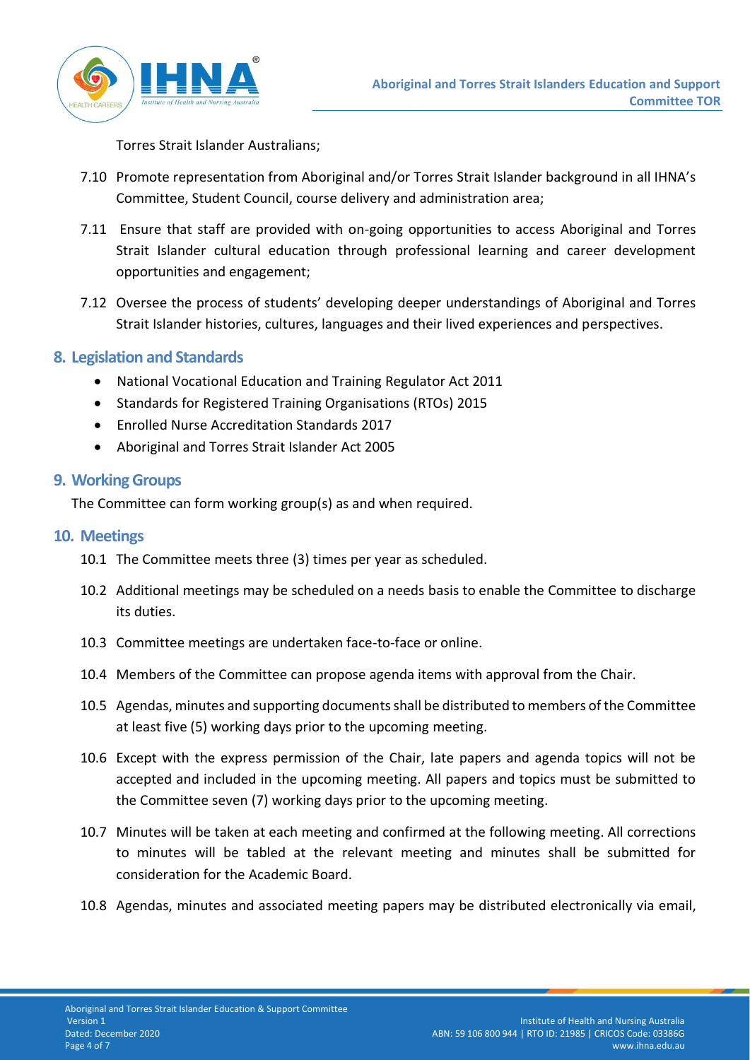Torres Strait Islander Australians;

7.10 Promote representation from Aboriginal and/or Torres Strait Islander background in all IHNA's Committee, Student Council, course delivery and administration area;

7.11 Ensure that staff are provided with on-going opportunities to access Aboriginal and Torres Strait Islander cultural education through professional learning and career development opportunities and engagement;

7.12 Oversee the process of students' developing deeper understandings of Aboriginal and Torres Strait Islander histories, cultures, languages and their lived experiences and perspectives.

## 8. Legislation and Standards

- National Vocational Education and Training Regulator Act 2011
- Standards for Registered Training Organisations (RTOs) 2015
- Enrolled Nurse Accreditation Standards 2017
- Aboriginal and Torres Strait Islander Act 2005

## 9. Working Groups

The Committee can form working group(s) as and when required.

## 10. Meetings

10.1 The Committee meets three (3) times per year as scheduled.

10.2 Additional meetings may be scheduled on a needs basis to enable the Committee to discharge its duties.

10.3 Committee meetings are undertaken face-to-face or online.

10.4 Members of the Committee can propose agenda items with approval from the Chair.

10.5 Agendas, minutes and supporting documents shall be distributed to members of the Committee at least five (5) working days prior to the upcoming meeting.

10.6 Except with the express permission of the Chair, late papers and agenda topics will not be accepted and included in the upcoming meeting. All papers and topics must be submitted to the Committee seven (7) working days prior to the upcoming meeting.

10.7 Minutes will be taken at each meeting and confirmed at the following meeting. All corrections to minutes will be tabled at the relevant meeting and minutes shall be submitted for consideration for the Academic Board.

10.8 Agendas, minutes and associated meeting papers may be distributed electronically via email,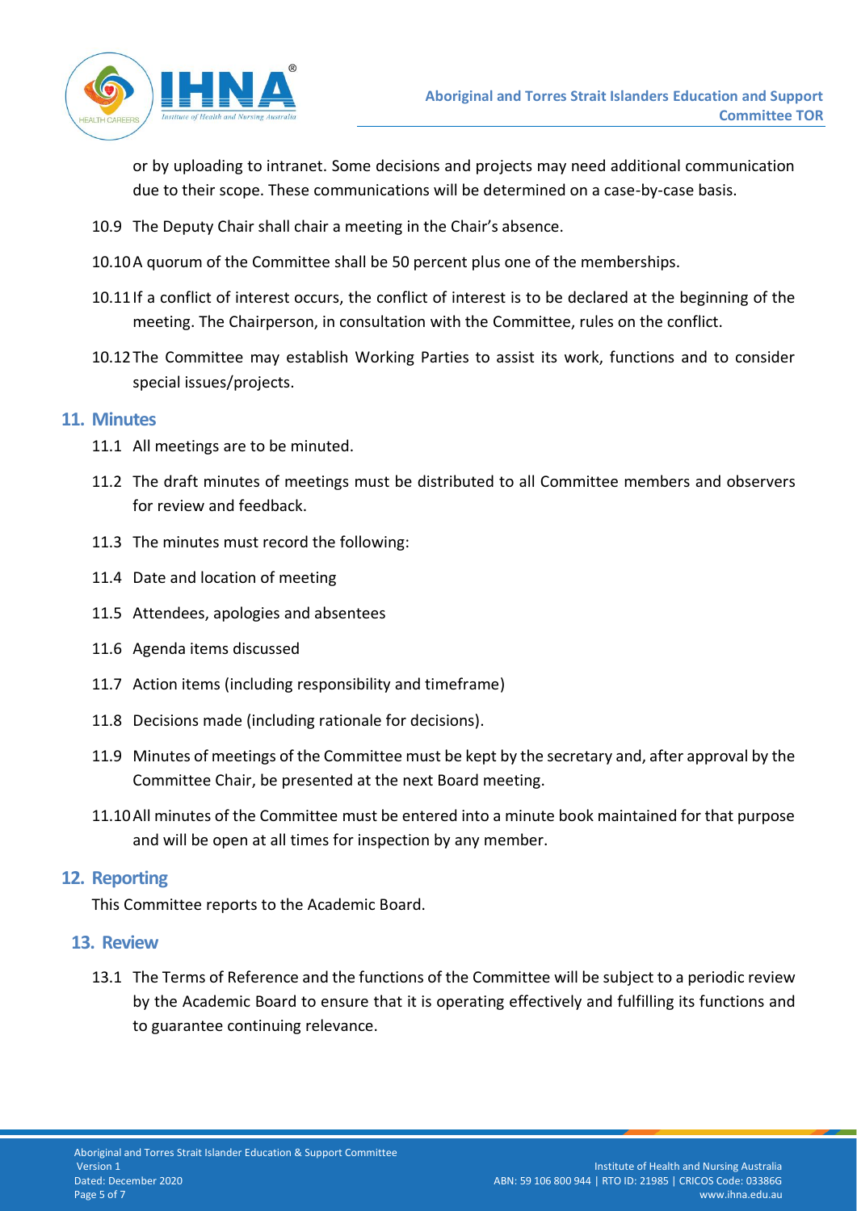or by uploading to intranet. Some decisions and projects may need additional communication due to their scope. These communications will be determined on a case-by-case basis.

10.9 The Deputy Chair shall chair a meeting in the Chair's absence.

10.10 A quorum of the Committee shall be 50 percent plus one of the memberships.

10.11 If a conflict of interest occurs, the conflict of interest is to be declared at the beginning of the meeting. The Chairperson, in consultation with the Committee, rules on the conflict.

10.12 The Committee may establish Working Parties to assist its work, functions and to consider special issues/projects.

## 11. Minutes

11.1 All meetings are to be minuted.

11.2 The draft minutes of meetings must be distributed to all Committee members and observers for review and feedback.

11.3 The minutes must record the following:

11.4 Date and location of meeting

11.5 Attendees, apologies and absentees

11.6 Agenda items discussed

11.7 Action items (including responsibility and timeframe)

11.8 Decisions made (including rationale for decisions).

11.9 Minutes of meetings of the Committee must be kept by the secretary and, after approval by the Committee Chair, be presented at the next Board meeting.

11.10 All minutes of the Committee must be entered into a minute book maintained for that purpose and will be open at all times for inspection by any member.

## 12. Reporting

This Committee reports to the Academic Board.

## 13. Review

13.1 The Terms of Reference and the functions of the Committee will be subject to a periodic review by the Academic Board to ensure that it is operating effectively and fulfilling its functions and to guarantee continuing relevance.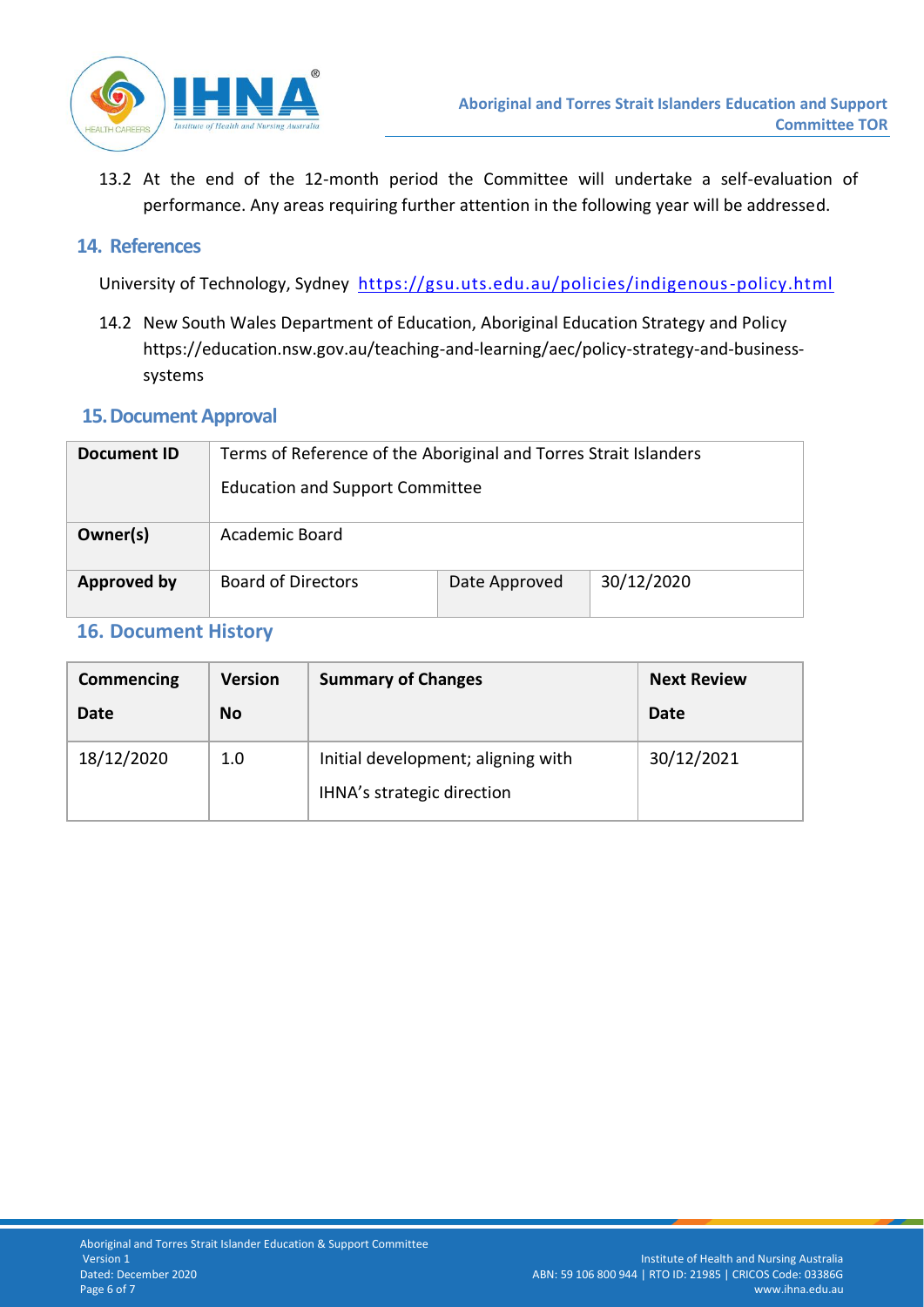13.2 At the end of the 12-month period the Committee will undertake a self-evaluation of performance. Any areas requiring further attention in the following year will be addressed.

## 14. References

University of Technology, Sydney https://gsu.uts.edu.au/policies/indigenous-policy.html

14.2 New South Wales Department of Education, Aboriginal Education Strategy and Policy https://education.nsw.gov.au/teaching-and-learning/aec/policy-strategy-and-business-systems

## 15. Document Approval

| **Document ID** | Terms of Reference of the Aboriginal and Torres Strait Islanders Education and Support Committee | | |
|---|---|---|---|
| **Owner(s)** | Academic Board | | |
| **Approved by** | Board of Directors | Date Approved | 30/12/2020 |

## 16. Document History

| Commencing Date | Version No | Summary of Changes | Next Review Date |
|---|---|---|---|
| 18/12/2020 | 1.0 | Initial development; aligning with IHNA's strategic direction | 30/12/2021 |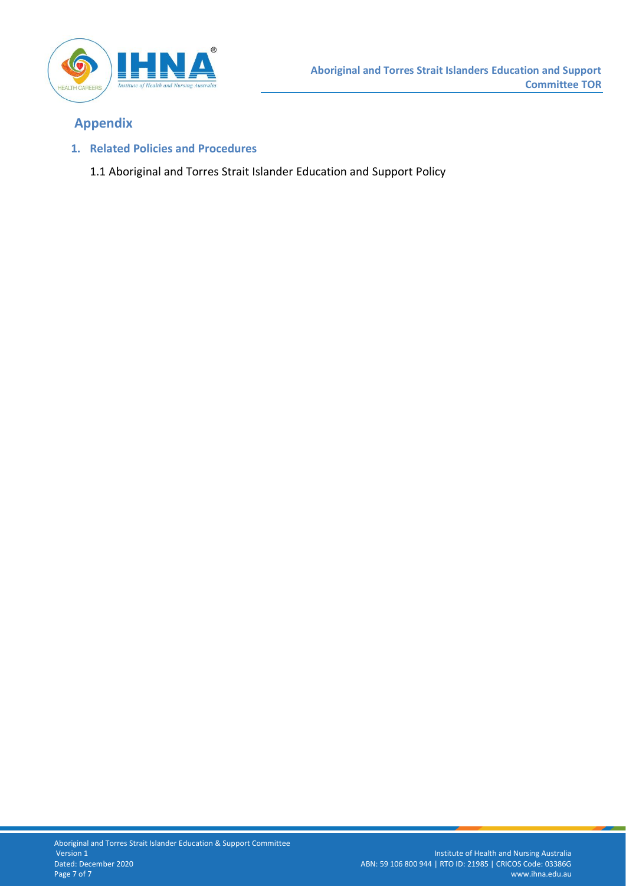## Appendix

### 1. Related Policies and Procedures

1.1 Aboriginal and Torres Strait Islander Education and Support Policy